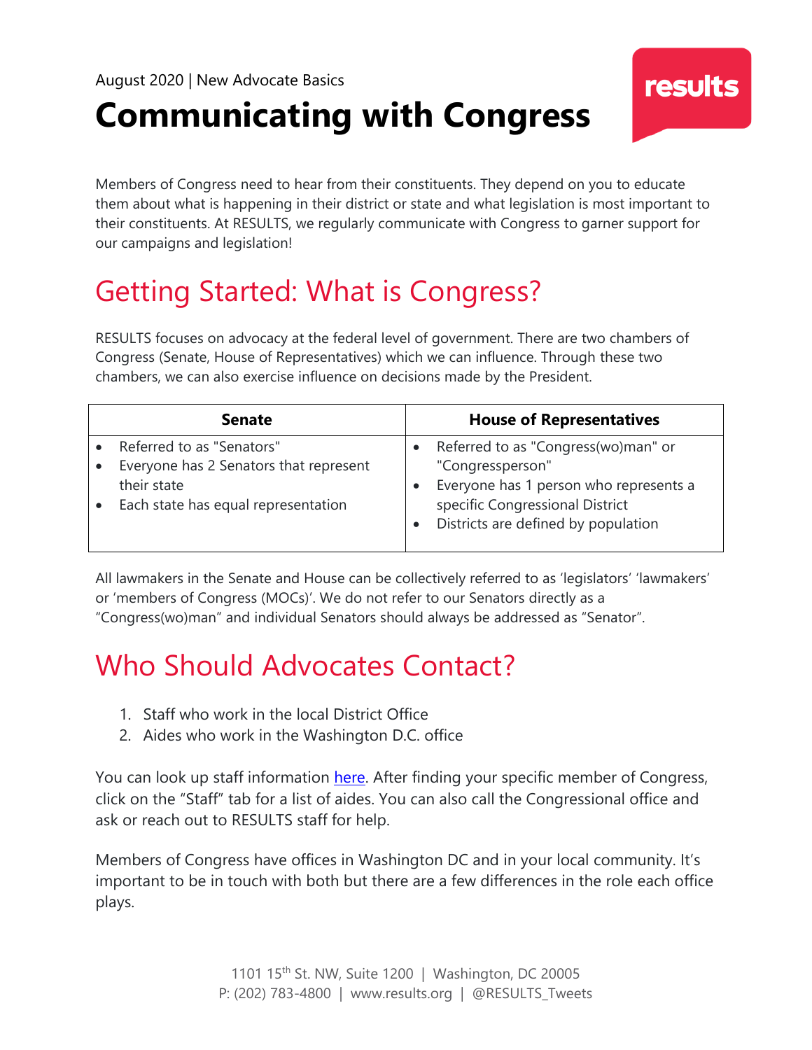August 2020 | New Advocate Basics

# Communicating with Congress

Members of Congress need to hear from their constituents. They depend on you to educate them about what is happening in their district or state and what legislation is most important to their constituents. At RESULTS, we regularly communicate with Congress to garner support for our campaigns and legislation!

## Getting Started: What is Congress?

RESULTS focuses on advocacy at the federal level of government. There are two chambers of Congress (Senate, House of Representatives) which we can influence. Through these two chambers, we can also exercise influence on decisions made by the President.

| Senate | House of Representatives |
|---|---|
| • Referred to as "Senators"<br>• Everyone has 2 Senators that represent their state<br>• Each state has equal representation | • Referred to as "Congress(wo)man" or "Congressperson"<br>• Everyone has 1 person who represents a specific Congressional District<br>• Districts are defined by population |

All lawmakers in the Senate and House can be collectively referred to as 'legislators' 'lawmakers' or 'members of Congress (MOCs)'. We do not refer to our Senators directly as a "Congress(wo)man" and individual Senators should always be addressed as "Senator".

## Who Should Advocates Contact?

1. Staff who work in the local District Office
2. Aides who work in the Washington D.C. office

You can look up staff information here. After finding your specific member of Congress, click on the "Staff" tab for a list of aides. You can also call the Congressional office and ask or reach out to RESULTS staff for help.

Members of Congress have offices in Washington DC and in your local community. It's important to be in touch with both but there are a few differences in the role each office plays.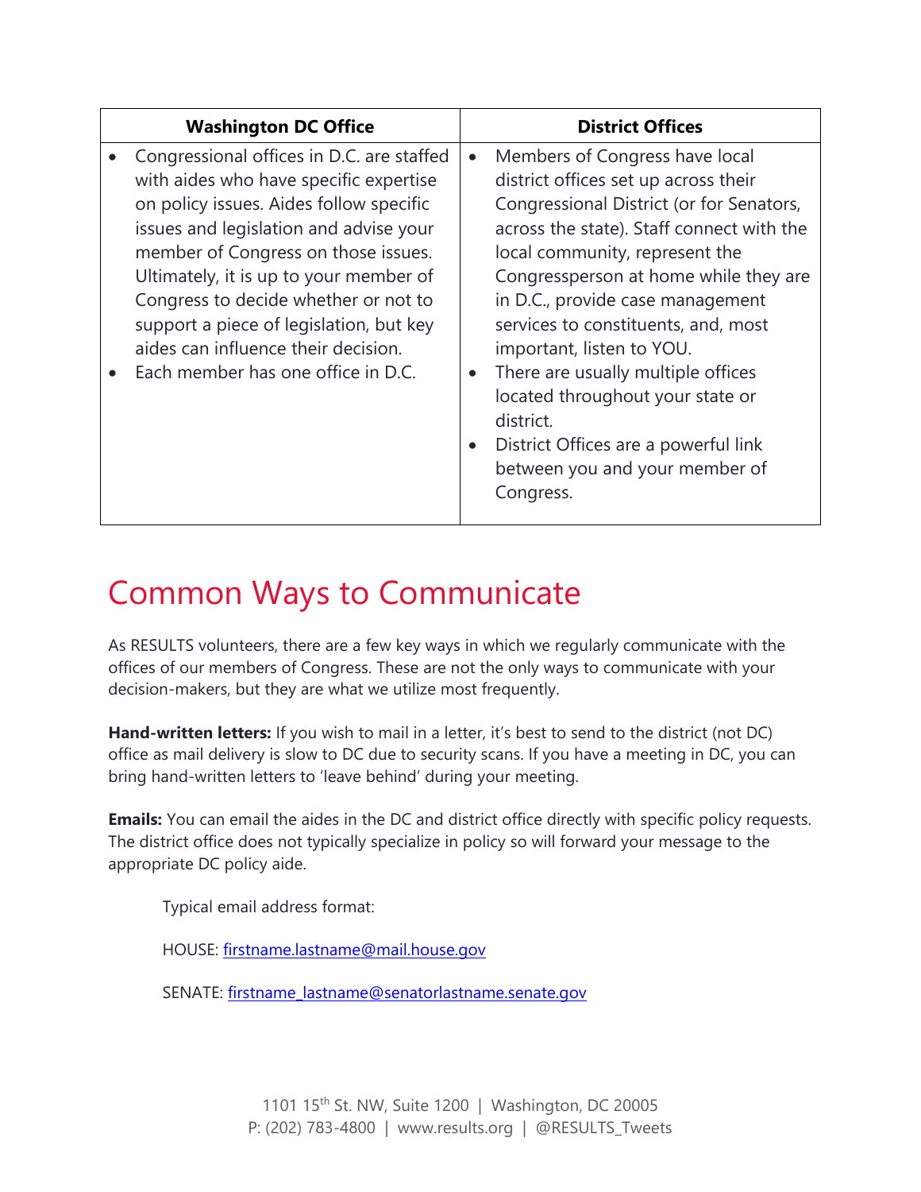| Washington DC Office | District Offices |
|---|---|
| • Congressional offices in D.C. are staffed with aides who have specific expertise on policy issues. Aides follow specific issues and legislation and advise your member of Congress on those issues. Ultimately, it is up to your member of Congress to decide whether or not to support a piece of legislation, but key aides can influence their decision.<br>• Each member has one office in D.C. | • Members of Congress have local district offices set up across their Congressional District (or for Senators, across the state). Staff connect with the local community, represent the Congressperson at home while they are in D.C., provide case management services to constituents, and, most important, listen to YOU.<br>• There are usually multiple offices located throughout your state or district.<br>• District Offices are a powerful link between you and your member of Congress. |

# Common Ways to Communicate

As RESULTS volunteers, there are a few key ways in which we regularly communicate with the offices of our members of Congress. These are not the only ways to communicate with your decision-makers, but they are what we utilize most frequently.

**Hand-written letters:** If you wish to mail in a letter, it's best to send to the district (not DC) office as mail delivery is slow to DC due to security scans. If you have a meeting in DC, you can bring hand-written letters to 'leave behind' during your meeting.

**Emails:** You can email the aides in the DC and district office directly with specific policy requests. The district office does not typically specialize in policy so will forward your message to the appropriate DC policy aide.

Typical email address format:

HOUSE: firstname.lastname@mail.house.gov

SENATE: firstname_lastname@senatorlastname.senate.gov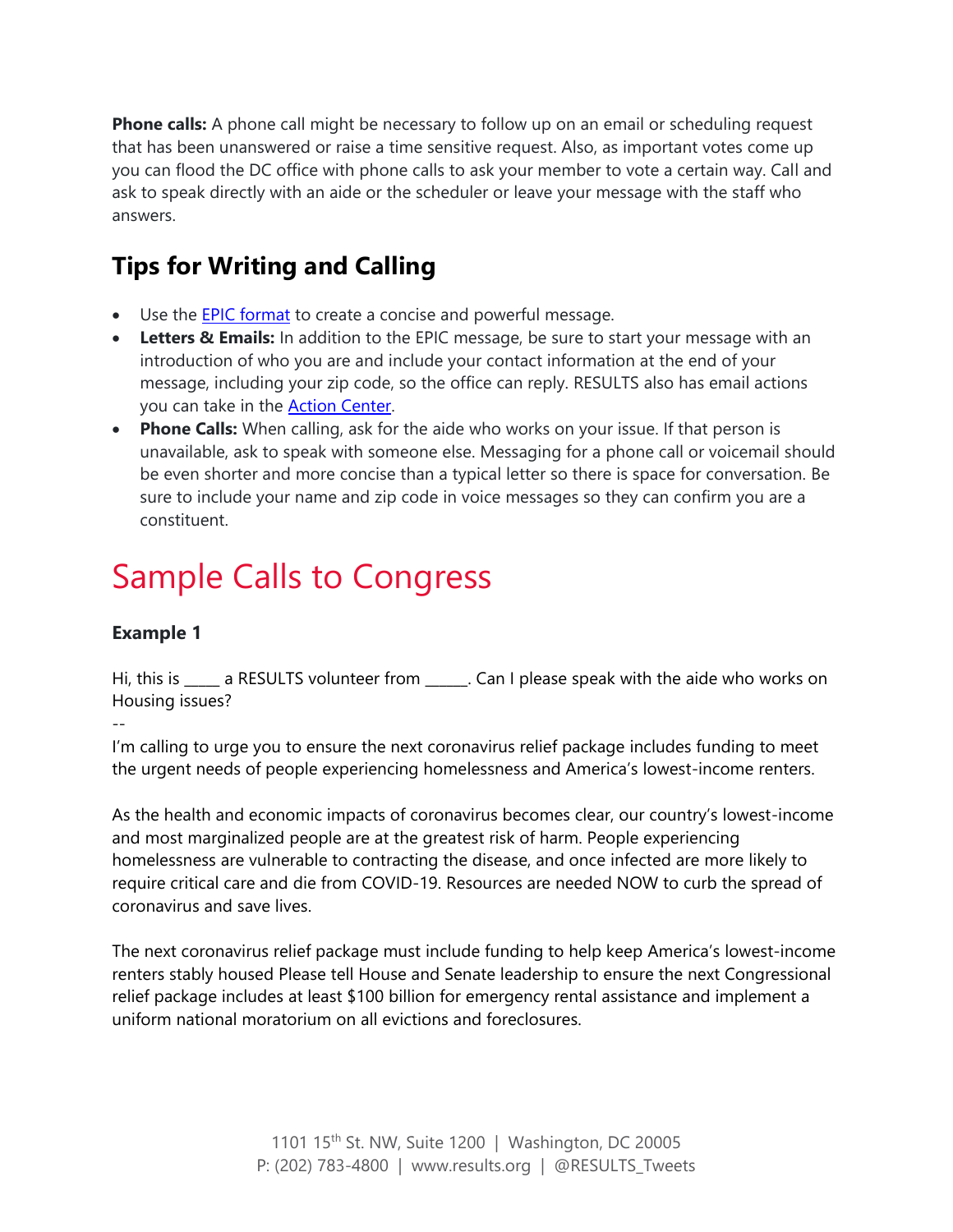**Phone calls:** A phone call might be necessary to follow up on an email or scheduling request that has been unanswered or raise a time sensitive request. Also, as important votes come up you can flood the DC office with phone calls to ask your member to vote a certain way. Call and ask to speak directly with an aide or the scheduler or leave your message with the staff who answers.

## Tips for Writing and Calling

- Use the [EPIC format]() to create a concise and powerful message.
- **Letters & Emails:** In addition to the EPIC message, be sure to start your message with an introduction of who you are and include your contact information at the end of your message, including your zip code, so the office can reply. RESULTS also has email actions you can take in the [Action Center]().
- **Phone Calls:** When calling, ask for the aide who works on your issue. If that person is unavailable, ask to speak with someone else. Messaging for a phone call or voicemail should be even shorter and more concise than a typical letter so there is space for conversation. Be sure to include your name and zip code in voice messages so they can confirm you are a constituent.

# Sample Calls to Congress

### Example 1

Hi, this is _____ a RESULTS volunteer from ______. Can I please speak with the aide who works on Housing issues?

--

I'm calling to urge you to ensure the next coronavirus relief package includes funding to meet the urgent needs of people experiencing homelessness and America's lowest-income renters.

As the health and economic impacts of coronavirus becomes clear, our country's lowest-income and most marginalized people are at the greatest risk of harm. People experiencing homelessness are vulnerable to contracting the disease, and once infected are more likely to require critical care and die from COVID-19. Resources are needed NOW to curb the spread of coronavirus and save lives.

The next coronavirus relief package must include funding to help keep America's lowest-income renters stably housed Please tell House and Senate leadership to ensure the next Congressional relief package includes at least $100 billion for emergency rental assistance and implement a uniform national moratorium on all evictions and foreclosures.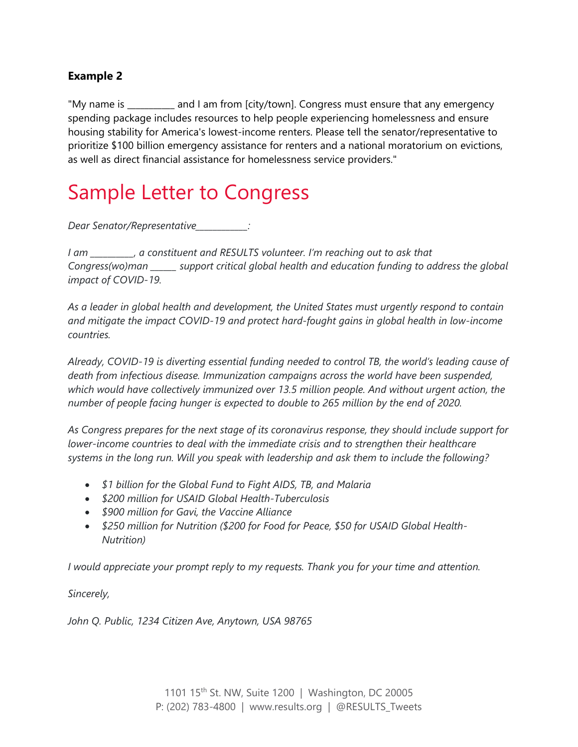**Example 2**

"My name is __________ and I am from [city/town]. Congress must ensure that any emergency spending package includes resources to help people experiencing homelessness and ensure housing stability for America's lowest-income renters. Please tell the senator/representative to prioritize $100 billion emergency assistance for renters and a national moratorium on evictions, as well as direct financial assistance for homelessness service providers."

# Sample Letter to Congress

*Dear Senator/Representative___________:*

*I am _________, a constituent and RESULTS volunteer. I'm reaching out to ask that Congress(wo)man ______ support critical global health and education funding to address the global impact of COVID-19.*

*As a leader in global health and development, the United States must urgently respond to contain and mitigate the impact COVID-19 and protect hard-fought gains in global health in low-income countries.*

*Already, COVID-19 is diverting essential funding needed to control TB, the world's leading cause of death from infectious disease. Immunization campaigns across the world have been suspended, which would have collectively immunized over 13.5 million people. And without urgent action, the number of people facing hunger is expected to double to 265 million by the end of 2020.*

*As Congress prepares for the next stage of its coronavirus response, they should include support for lower-income countries to deal with the immediate crisis and to strengthen their healthcare systems in the long run. Will you speak with leadership and ask them to include the following?*

- *$1 billion for the Global Fund to Fight AIDS, TB, and Malaria*
- *$200 million for USAID Global Health-Tuberculosis*
- *$900 million for Gavi, the Vaccine Alliance*
- *$250 million for Nutrition ($200 for Food for Peace, $50 for USAID Global Health-Nutrition)*

*I would appreciate your prompt reply to my requests. Thank you for your time and attention.*

*Sincerely,*

*John Q. Public, 1234 Citizen Ave, Anytown, USA 98765*